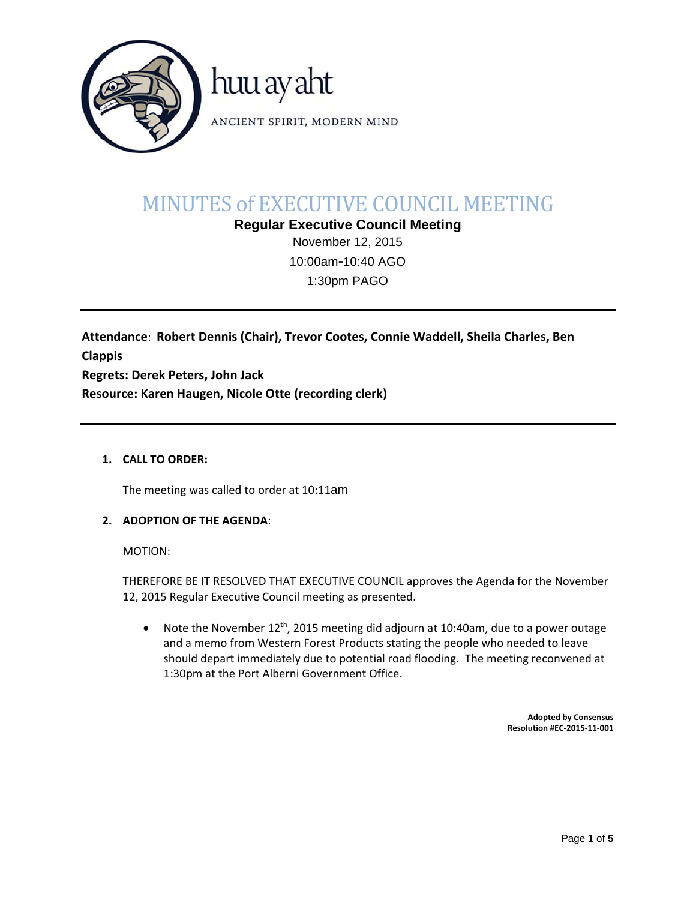huu ay aht

ANCIENT SPIRIT, MODERN MIND

# MINUTES of EXECUTIVE COUNCIL MEETING

**Regular Executive Council Meeting**

November 12, 2015

10:00am-10:40 AGO

1:30pm PAGO

---

**Attendance**: **Robert Dennis (Chair), Trevor Cootes, Connie Waddell, Sheila Charles, Ben Clappis**

**Regrets: Derek Peters, John Jack**

**Resource: Karen Haugen, Nicole Otte (recording clerk)**

---

1. **CALL TO ORDER:**

   The meeting was called to order at 10:11am

2. **ADOPTION OF THE AGENDA**:

   MOTION:

   THEREFORE BE IT RESOLVED THAT EXECUTIVE COUNCIL approves the Agenda for the November 12, 2015 Regular Executive Council meeting as presented.

   - Note the November 12th, 2015 meeting did adjourn at 10:40am, due to a power outage and a memo from Western Forest Products stating the people who needed to leave should depart immediately due to potential road flooding. The meeting reconvened at 1:30pm at the Port Alberni Government Office.

**Adopted by Consensus**
**Resolution #EC-2015-11-001**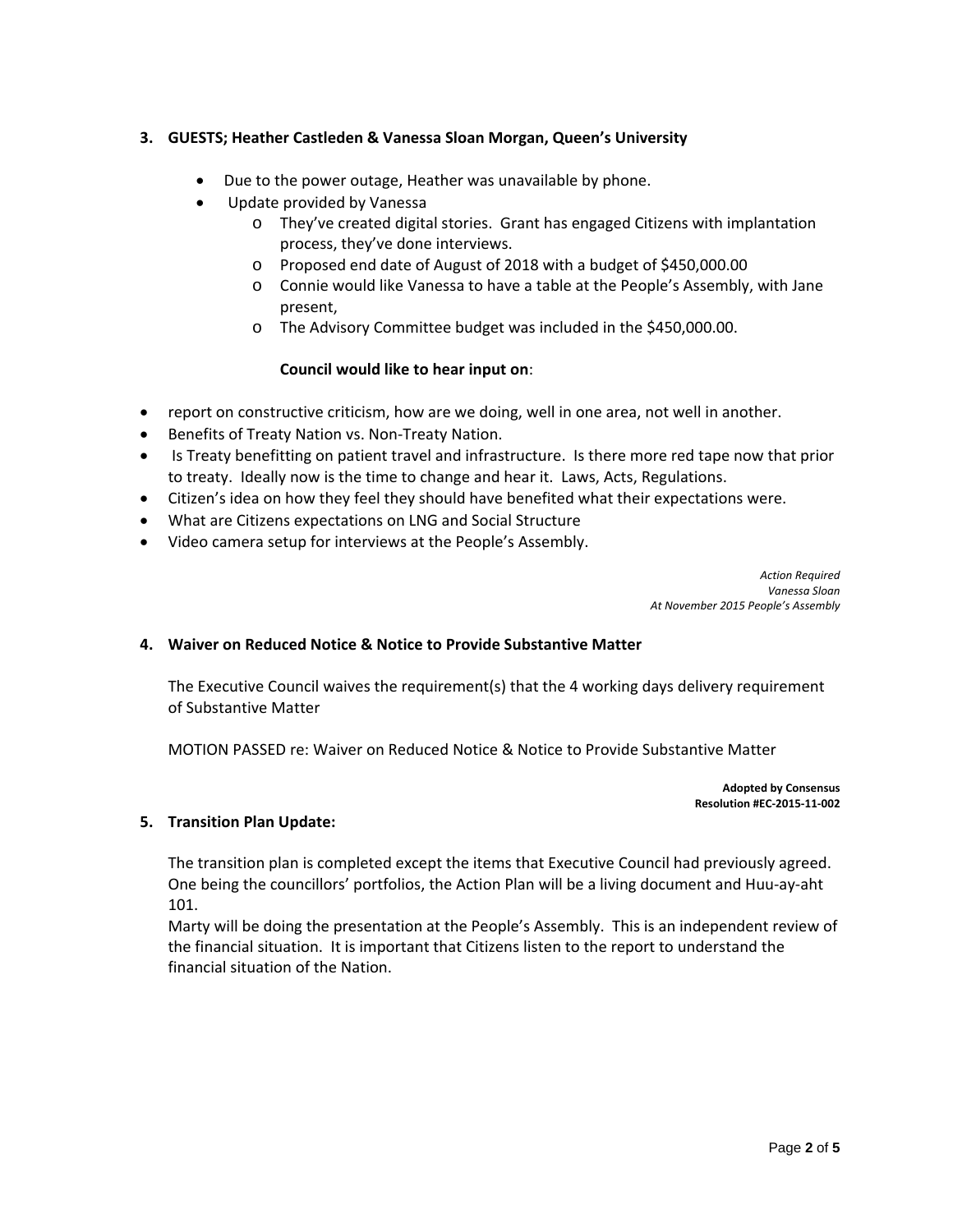## 3. GUESTS; Heather Castleden & Vanessa Sloan Morgan, Queen's University

- Due to the power outage, Heather was unavailable by phone.
- Update provided by Vanessa
  - They've created digital stories. Grant has engaged Citizens with implantation process, they've done interviews.
  - Proposed end date of August of 2018 with a budget of $450,000.00
  - Connie would like Vanessa to have a table at the People's Assembly, with Jane present,
  - The Advisory Committee budget was included in the $450,000.00.

**Council would like to hear input on**:

- report on constructive criticism, how are we doing, well in one area, not well in another.
- Benefits of Treaty Nation vs. Non-Treaty Nation.
- Is Treaty benefitting on patient travel and infrastructure. Is there more red tape now that prior to treaty. Ideally now is the time to change and hear it. Laws, Acts, Regulations.
- Citizen's idea on how they feel they should have benefited what their expectations were.
- What are Citizens expectations on LNG and Social Structure
- Video camera setup for interviews at the People's Assembly.

*Action Required*
*Vanessa Sloan*
*At November 2015 People's Assembly*

## 4. Waiver on Reduced Notice & Notice to Provide Substantive Matter

The Executive Council waives the requirement(s) that the 4 working days delivery requirement of Substantive Matter

MOTION PASSED re: Waiver on Reduced Notice & Notice to Provide Substantive Matter

**Adopted by Consensus**
**Resolution #EC-2015-11-002**

## 5. Transition Plan Update:

The transition plan is completed except the items that Executive Council had previously agreed. One being the councillors' portfolios, the Action Plan will be a living document and Huu-ay-aht 101.

Marty will be doing the presentation at the People's Assembly. This is an independent review of the financial situation. It is important that Citizens listen to the report to understand the financial situation of the Nation.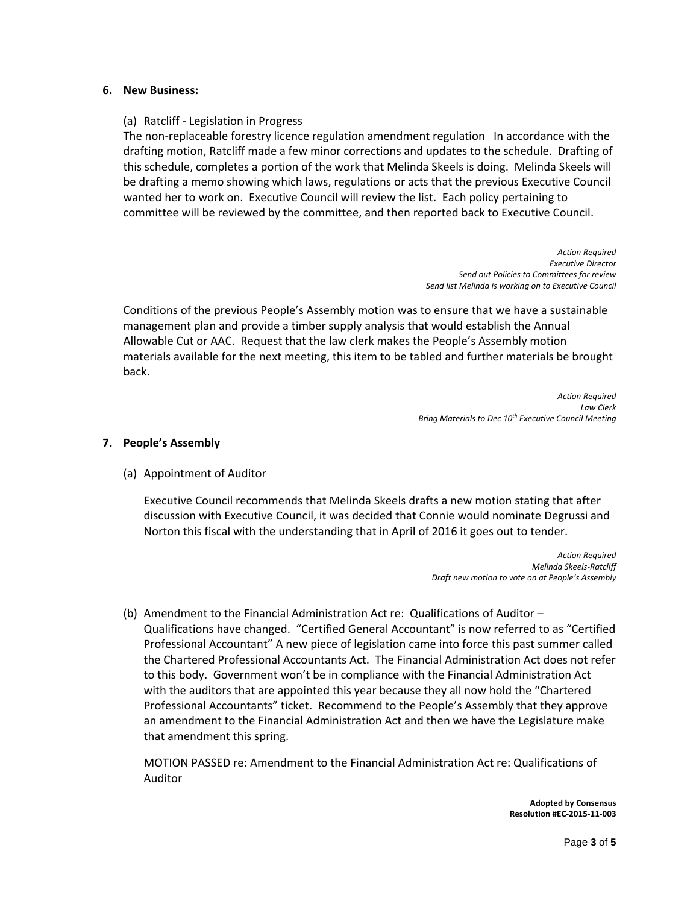## 6. New Business:

(a) Ratcliff - Legislation in Progress

The non-replaceable forestry licence regulation amendment regulation In accordance with the drafting motion, Ratcliff made a few minor corrections and updates to the schedule. Drafting of this schedule, completes a portion of the work that Melinda Skeels is doing. Melinda Skeels will be drafting a memo showing which laws, regulations or acts that the previous Executive Council wanted her to work on. Executive Council will review the list. Each policy pertaining to committee will be reviewed by the committee, and then reported back to Executive Council.

*Action Required*
*Executive Director*
*Send out Policies to Committees for review*
*Send list Melinda is working on to Executive Council*

Conditions of the previous People's Assembly motion was to ensure that we have a sustainable management plan and provide a timber supply analysis that would establish the Annual Allowable Cut or AAC. Request that the law clerk makes the People's Assembly motion materials available for the next meeting, this item to be tabled and further materials be brought back.

*Action Required*
*Law Clerk*
*Bring Materials to Dec 10th Executive Council Meeting*

## 7. People's Assembly

(a) Appointment of Auditor

Executive Council recommends that Melinda Skeels drafts a new motion stating that after discussion with Executive Council, it was decided that Connie would nominate Degrussi and Norton this fiscal with the understanding that in April of 2016 it goes out to tender.

*Action Required*
*Melinda Skeels-Ratcliff*
*Draft new motion to vote on at People's Assembly*

(b) Amendment to the Financial Administration Act re: Qualifications of Auditor – Qualifications have changed. "Certified General Accountant" is now referred to as "Certified Professional Accountant" A new piece of legislation came into force this past summer called the Chartered Professional Accountants Act. The Financial Administration Act does not refer to this body. Government won't be in compliance with the Financial Administration Act with the auditors that are appointed this year because they all now hold the "Chartered Professional Accountants" ticket. Recommend to the People's Assembly that they approve an amendment to the Financial Administration Act and then we have the Legislature make that amendment this spring.

MOTION PASSED re: Amendment to the Financial Administration Act re: Qualifications of Auditor

**Adopted by Consensus**
**Resolution #EC-2015-11-003**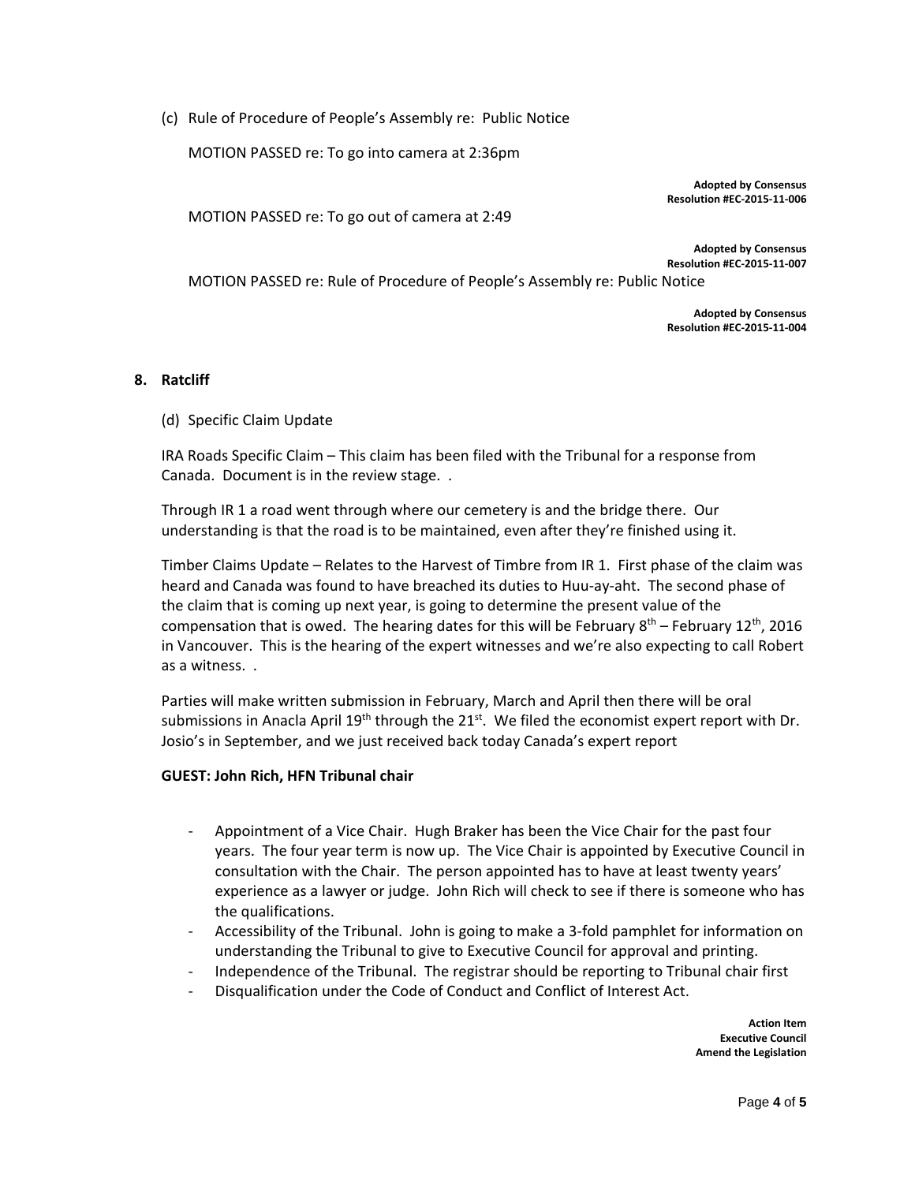(c) Rule of Procedure of People's Assembly re: Public Notice

MOTION PASSED re: To go into camera at 2:36pm

**Adopted by Consensus**
**Resolution #EC-2015-11-006**

MOTION PASSED re: To go out of camera at 2:49

**Adopted by Consensus**
**Resolution #EC-2015-11-007**

MOTION PASSED re: Rule of Procedure of People's Assembly re: Public Notice

**Adopted by Consensus**
**Resolution #EC-2015-11-004**

## 8. Ratcliff

(d) Specific Claim Update

IRA Roads Specific Claim – This claim has been filed with the Tribunal for a response from Canada. Document is in the review stage. .

Through IR 1 a road went through where our cemetery is and the bridge there. Our understanding is that the road is to be maintained, even after they're finished using it.

Timber Claims Update – Relates to the Harvest of Timbre from IR 1. First phase of the claim was heard and Canada was found to have breached its duties to Huu-ay-aht. The second phase of the claim that is coming up next year, is going to determine the present value of the compensation that is owed. The hearing dates for this will be February 8th – February 12th, 2016 in Vancouver. This is the hearing of the expert witnesses and we're also expecting to call Robert as a witness. .

Parties will make written submission in February, March and April then there will be oral submissions in Anacla April 19th through the 21st. We filed the economist expert report with Dr. Josio's in September, and we just received back today Canada's expert report

**GUEST: John Rich, HFN Tribunal chair**

- Appointment of a Vice Chair. Hugh Braker has been the Vice Chair for the past four years. The four year term is now up. The Vice Chair is appointed by Executive Council in consultation with the Chair. The person appointed has to have at least twenty years' experience as a lawyer or judge. John Rich will check to see if there is someone who has the qualifications.
- Accessibility of the Tribunal. John is going to make a 3-fold pamphlet for information on understanding the Tribunal to give to Executive Council for approval and printing.
- Independence of the Tribunal. The registrar should be reporting to Tribunal chair first
- Disqualification under the Code of Conduct and Conflict of Interest Act.

**Action Item**
**Executive Council**
**Amend the Legislation**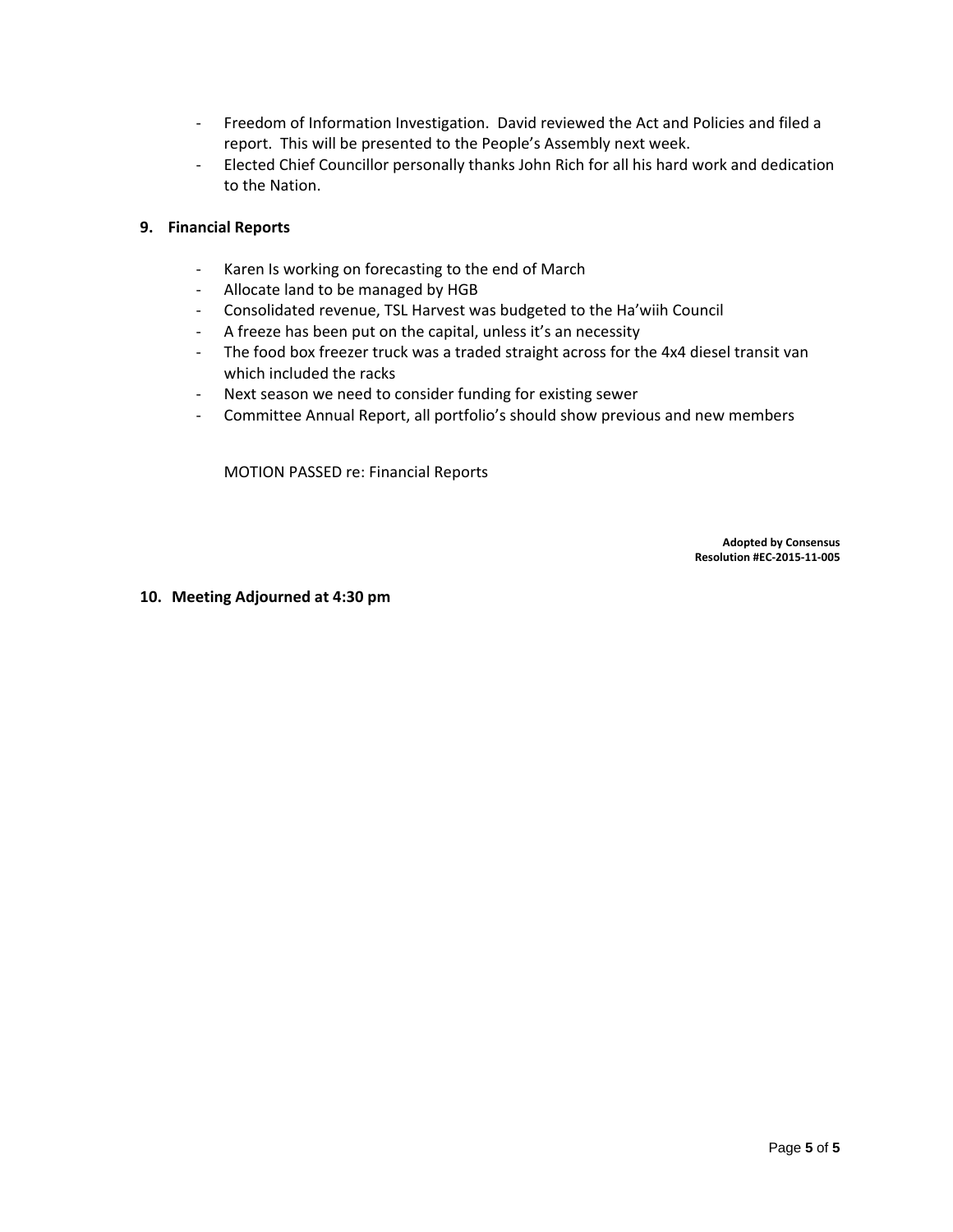- Freedom of Information Investigation.  David reviewed the Act and Policies and filed a report.  This will be presented to the People's Assembly next week.
- Elected Chief Councillor personally thanks John Rich for all his hard work and dedication to the Nation.

**9. Financial Reports**

- Karen Is working on forecasting to the end of March
- Allocate land to be managed by HGB
- Consolidated revenue, TSL Harvest was budgeted to the Ha'wiih Council
- A freeze has been put on the capital, unless it's an necessity
- The food box freezer truck was a traded straight across for the 4x4 diesel transit van which included the racks
- Next season we need to consider funding for existing sewer
- Committee Annual Report, all portfolio's should show previous and new members

MOTION PASSED re: Financial Reports

**Adopted by Consensus**
**Resolution #EC-2015-11-005**

**10. Meeting Adjourned at 4:30 pm**